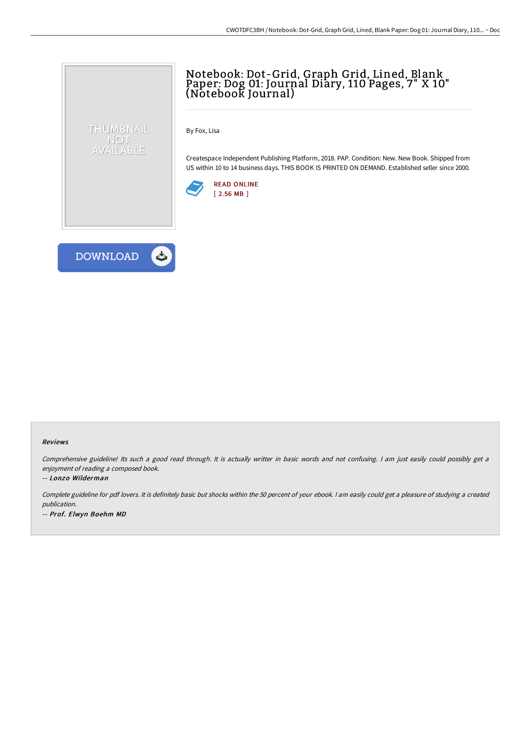# Notebook: Dot-Grid, Graph Grid, Lined, Blank Paper: Dog 01: Journal Diary, 110 Pages, 7" X 10" (Notebook Journal)

By Fox, Lisa

Createspace Independent Publishing Platform, 2018. PAP. Condition: New. New Book. Shipped from US within 10 to 14 business days. THIS BOOK IS PRINTED ON DEMAND. Established seller since 2000.

READ ONLINE
[ 2.56 MB ]

DOWNLOAD

### Reviews

*Comprehensive guideline! Its such a good read through. It is actually writter in basic words and not confusing. I am just easily could possibly get a enjoyment of reading a composed book.*

*-- Lonzo Wilderman*

*Complete guideline for pdf lovers. It is definitely basic but shocks within the 50 percent of your ebook. I am easily could get a pleasure of studying a created publication.*

*-- Prof. Elwyn Boehm MD*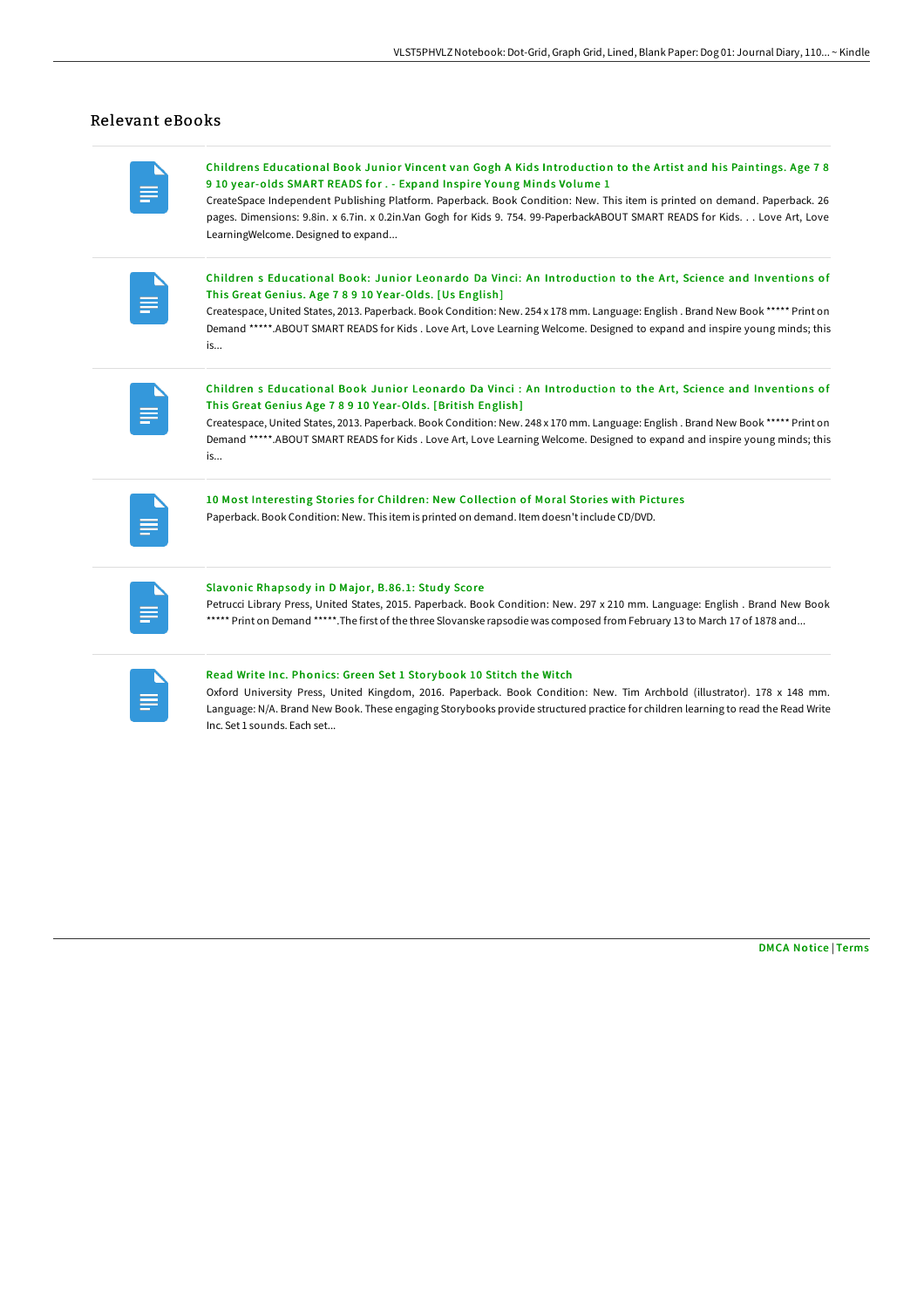## Relevant eBooks

### Childrens Educational Book Junior Vincent van Gogh A Kids Introduction to the Artist and his Paintings. Age 7 8 9 10 year-olds SMART READS for . - Expand Inspire Young Minds Volume 1

CreateSpace Independent Publishing Platform. Paperback. Book Condition: New. This item is printed on demand. Paperback. 26 pages. Dimensions: 9.8in. x 6.7in. x 0.2in.Van Gogh for Kids 9. 754. 99-PaperbackABOUT SMART READS for Kids. . . Love Art, Love LearningWelcome. Designed to expand...

### Children s Educational Book: Junior Leonardo Da Vinci: An Introduction to the Art, Science and Inventions of This Great Genius. Age 7 8 9 10 Year-Olds. [Us English]

Createspace, United States, 2013. Paperback. Book Condition: New. 254 x 178 mm. Language: English . Brand New Book ***** Print on Demand *****.ABOUT SMART READS for Kids . Love Art, Love Learning Welcome. Designed to expand and inspire young minds; this is...

### Children s Educational Book Junior Leonardo Da Vinci : An Introduction to the Art, Science and Inventions of This Great Genius Age 7 8 9 10 Year-Olds. [British English]

Createspace, United States, 2013. Paperback. Book Condition: New. 248 x 170 mm. Language: English . Brand New Book ***** Print on Demand *****.ABOUT SMART READS for Kids . Love Art, Love Learning Welcome. Designed to expand and inspire young minds; this is...

### 10 Most Interesting Stories for Children: New Collection of Moral Stories with Pictures

Paperback. Book Condition: New. This item is printed on demand. Item doesn't include CD/DVD.

### Slavonic Rhapsody in D Major, B.86.1: Study Score

Petrucci Library Press, United States, 2015. Paperback. Book Condition: New. 297 x 210 mm. Language: English . Brand New Book ***** Print on Demand *****.The first of the three Slovanske rapsodie was composed from February 13 to March 17 of 1878 and...

### Read Write Inc. Phonics: Green Set 1 Storybook 10 Stitch the Witch

Oxford University Press, United Kingdom, 2016. Paperback. Book Condition: New. Tim Archbold (illustrator). 178 x 148 mm. Language: N/A. Brand New Book. These engaging Storybooks provide structured practice for children learning to read the Read Write Inc. Set 1 sounds. Each set...